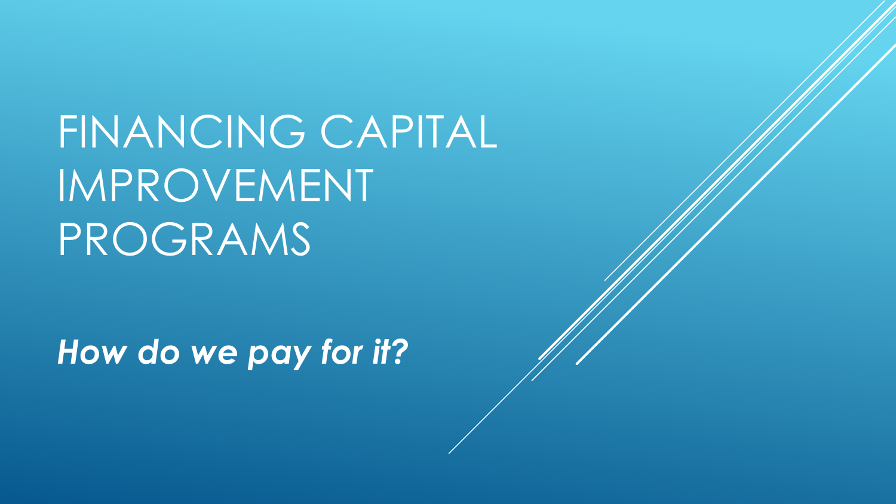# FINANCING CAPITAL IMPROVEMENT PROGRAMS

***How do we pay for it?***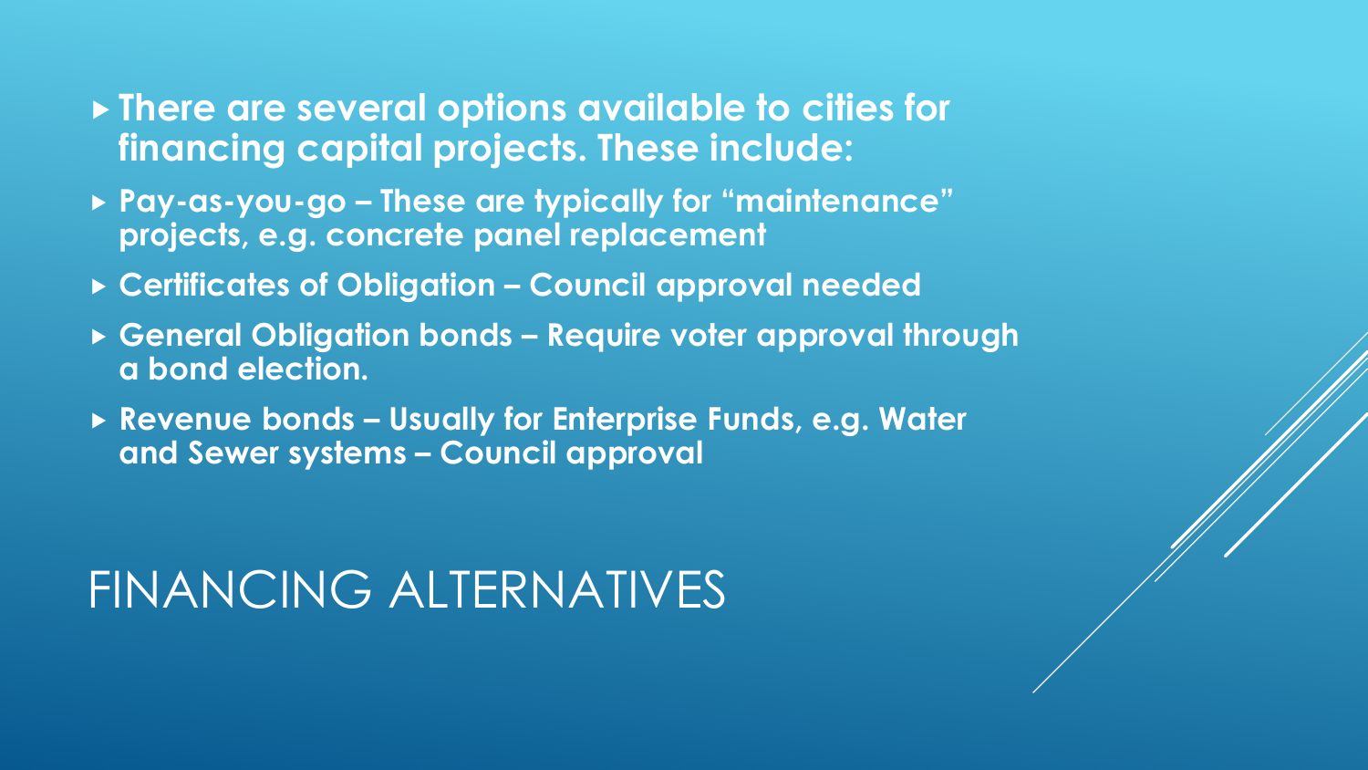# FINANCING ALTERNATIVES

- **There are several options available to cities for financing capital projects. These include:**
- **Pay-as-you-go – These are typically for "maintenance" projects, e.g. concrete panel replacement**
- **Certificates of Obligation – Council approval needed**
- **General Obligation bonds – Require voter approval through a bond election.**
- **Revenue bonds – Usually for Enterprise Funds, e.g. Water and Sewer systems – Council approval**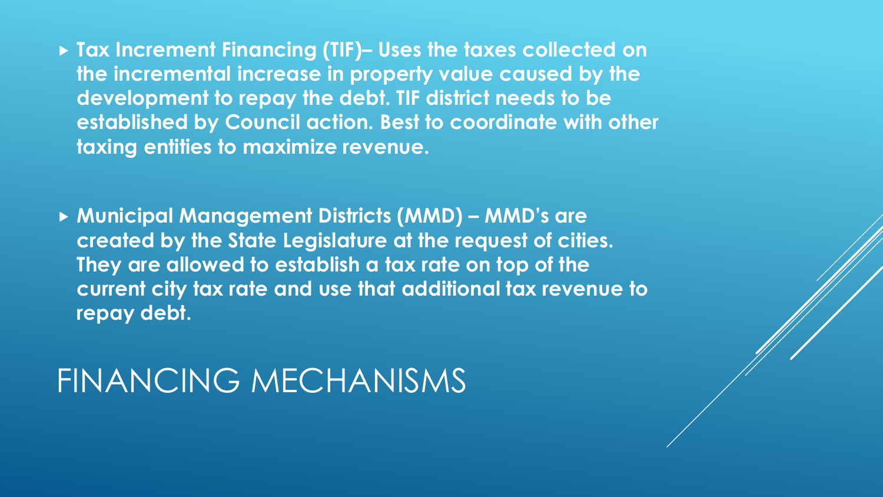- **Tax Increment Financing (TIF)– Uses the taxes collected on the incremental increase in property value caused by the development to repay the debt. TIF district needs to be established by Council action. Best to coordinate with other taxing entities to maximize revenue.**

- **Municipal Management Districts (MMD) – MMD's are created by the State Legislature at the request of cities. They are allowed to establish a tax rate on top of the current city tax rate and use that additional tax revenue to repay debt.**

# FINANCING MECHANISMS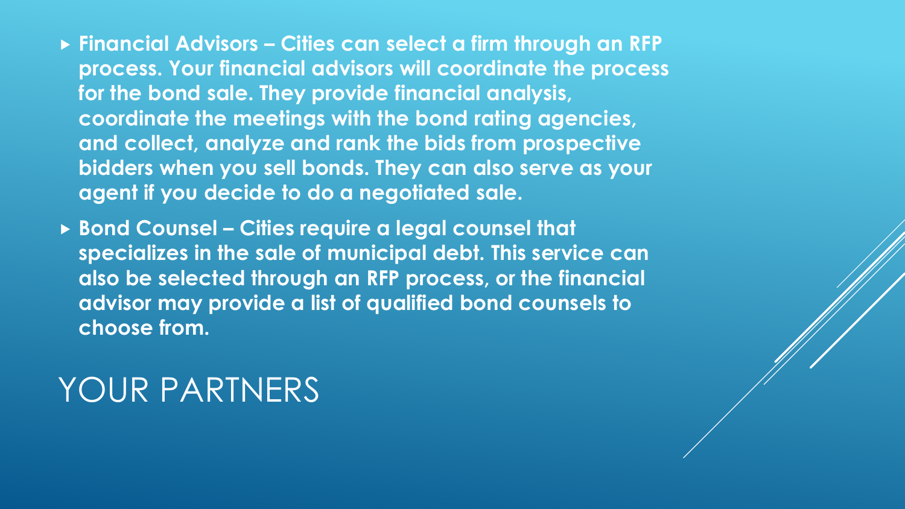- **Financial Advisors – Cities can select a firm through an RFP process. Your financial advisors will coordinate the process for the bond sale. They provide financial analysis, coordinate the meetings with the bond rating agencies, and collect, analyze and rank the bids from prospective bidders when you sell bonds. They can also serve as your agent if you decide to do a negotiated sale.**
- **Bond Counsel – Cities require a legal counsel that specializes in the sale of municipal debt. This service can also be selected through an RFP process, or the financial advisor may provide a list of qualified bond counsels to choose from.**

# YOUR PARTNERS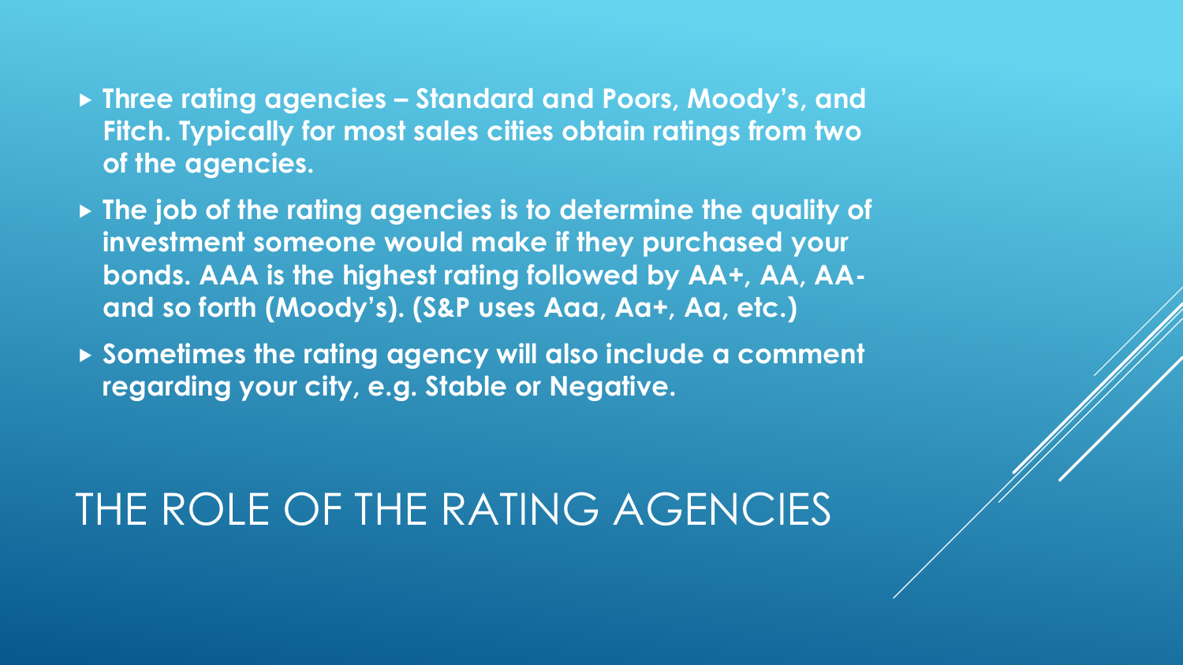# THE ROLE OF THE RATING AGENCIES

- **Three rating agencies – Standard and Poors, Moody's, and Fitch. Typically for most sales cities obtain ratings from two of the agencies.**
- **The job of the rating agencies is to determine the quality of investment someone would make if they purchased your bonds. AAA is the highest rating followed by AA+, AA, AA- and so forth (Moody's). (S&P uses Aaa, Aa+, Aa, etc.)**
- **Sometimes the rating agency will also include a comment regarding your city, e.g. Stable or Negative.**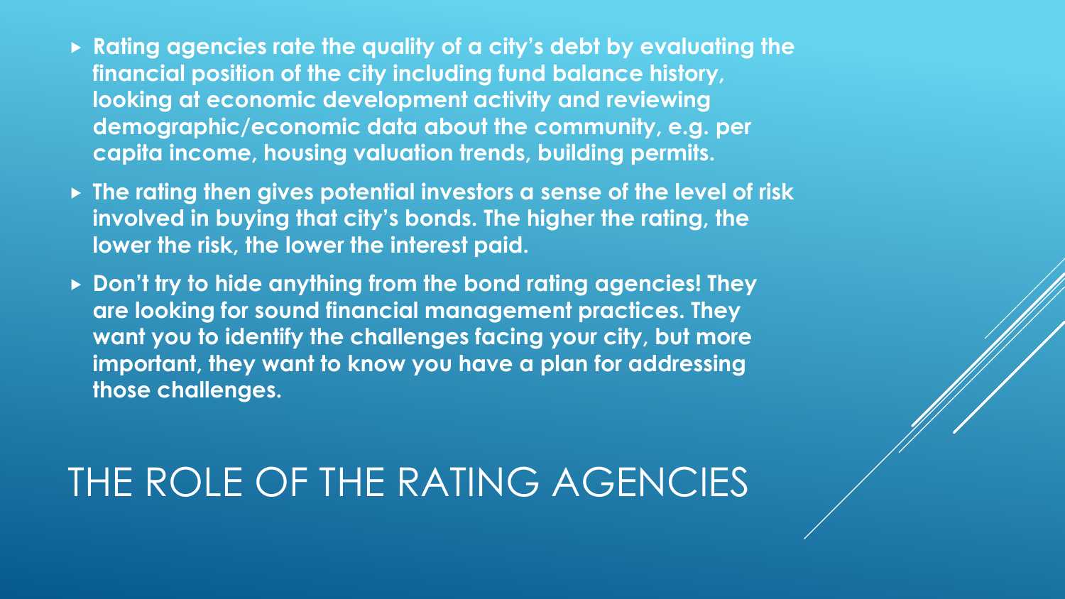# THE ROLE OF THE RATING AGENCIES

- **Rating agencies rate the quality of a city's debt by evaluating the financial position of the city including fund balance history, looking at economic development activity and reviewing demographic/economic data about the community, e.g. per capita income, housing valuation trends, building permits.**
- **The rating then gives potential investors a sense of the level of risk involved in buying that city's bonds. The higher the rating, the lower the risk, the lower the interest paid.**
- **Don't try to hide anything from the bond rating agencies! They are looking for sound financial management practices. They want you to identify the challenges facing your city, but more important, they want to know you have a plan for addressing those challenges.**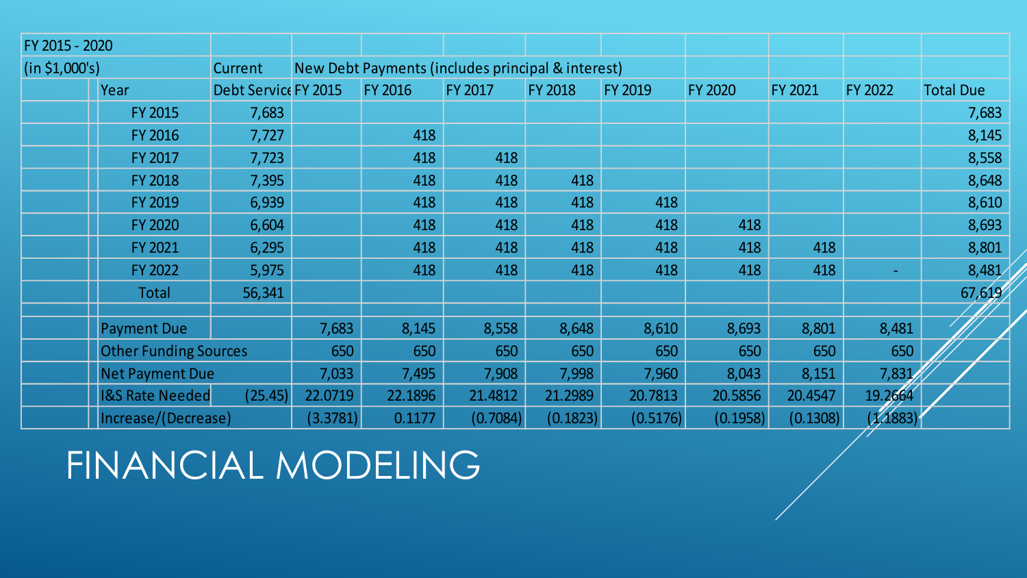| FY 2015 - 2020 | | | | | | | | | | |
|---|---|---|---|---|---|---|---|---|---|---|
| (in $1,000's) | Current | New Debt Payments (includes principal & interest) | | | | | | | | |
| Year | Debt Service | FY 2015 | FY 2016 | FY 2017 | FY 2018 | FY 2019 | FY 2020 | FY 2021 | FY 2022 | Total Due |
| FY 2015 | 7,683 | | | | | | | | | 7,683 |
| FY 2016 | 7,727 | | 418 | | | | | | | 8,145 |
| FY 2017 | 7,723 | | 418 | 418 | | | | | | 8,558 |
| FY 2018 | 7,395 | | 418 | 418 | 418 | | | | | 8,648 |
| FY 2019 | 6,939 | | 418 | 418 | 418 | 418 | | | | 8,610 |
| FY 2020 | 6,604 | | 418 | 418 | 418 | 418 | 418 | | | 8,693 |
| FY 2021 | 6,295 | | 418 | 418 | 418 | 418 | 418 | 418 | | 8,801 |
| FY 2022 | 5,975 | | 418 | 418 | 418 | 418 | 418 | 418 | - | 8,481 |
| Total | 56,341 | | | | | | | | | 67,619 |
| | | | | | | | | | | |
| Payment Due | | 7,683 | 8,145 | 8,558 | 8,648 | 8,610 | 8,693 | 8,801 | 8,481 | |
| Other Funding Sources | | 650 | 650 | 650 | 650 | 650 | 650 | 650 | 650 | |
| Net Payment Due | | 7,033 | 7,495 | 7,908 | 7,998 | 7,960 | 8,043 | 8,151 | 7,831 | |
| I&S Rate Needed | (25.45) | 22.0719 | 22.1896 | 21.4812 | 21.2989 | 20.7813 | 20.5856 | 20.4547 | 19.2664 | |
| Increase/(Decrease) | | (3.3781) | 0.1177 | (0.7084) | (0.1823) | (0.5176) | (0.1958) | (0.1308) | (1.1883) | |

# FINANCIAL MODELING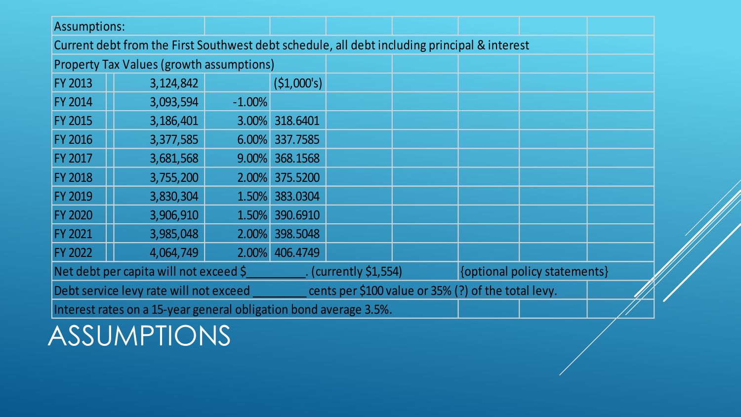# ASSUMPTIONS

| Assumptions: | | | |
|---|---|---|---|
| Current debt from the First Southwest debt schedule, all debt including principal & interest | | | |
| Property Tax Values (growth assumptions) | | | |
| FY 2013 | 3,124,842 | | ($1,000's) |
| FY 2014 | 3,093,594 | -1.00% | |
| FY 2015 | 3,186,401 | 3.00% | 318.6401 |
| FY 2016 | 3,377,585 | 6.00% | 337.7585 |
| FY 2017 | 3,681,568 | 9.00% | 368.1568 |
| FY 2018 | 3,755,200 | 2.00% | 375.5200 |
| FY 2019 | 3,830,304 | 1.50% | 383.0304 |
| FY 2020 | 3,906,910 | 1.50% | 390.6910 |
| FY 2021 | 3,985,048 | 2.00% | 398.5048 |
| FY 2022 | 4,064,749 | 2.00% | 406.4749 |

Net debt per capita will not exceed $_________. (currently $1,554) {optional policy statements}

Debt service levy rate will not exceed ________ cents per $100 value or 35% (?) of the total levy.

Interest rates on a 15-year general obligation bond average 3.5%.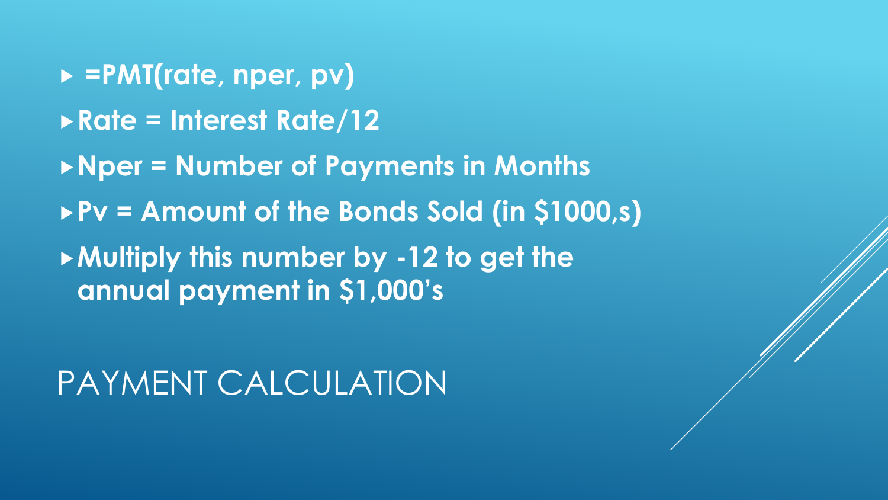# PAYMENT CALCULATION

- **=PMT(rate, nper, pv)**
- **Rate = Interest Rate/12**
- **Nper = Number of Payments in Months**
- **Pv = Amount of the Bonds Sold (in $1000,s)**
- **Multiply this number by -12 to get the annual payment in $1,000’s**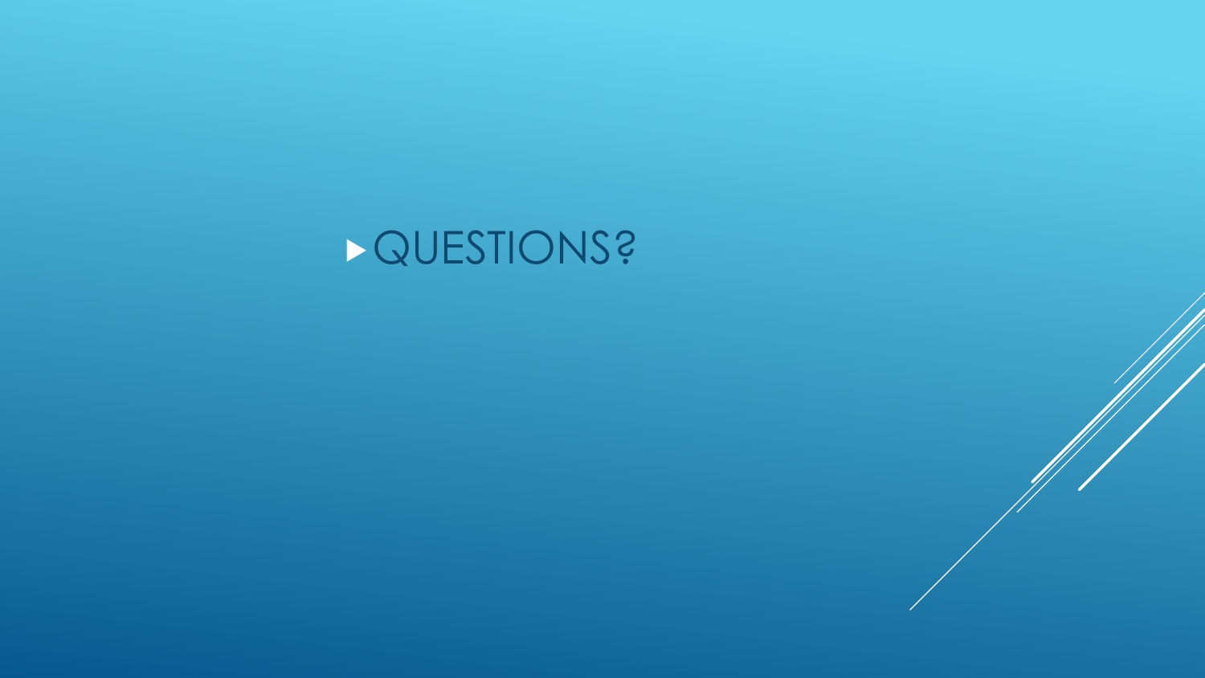- QUESTIONS?